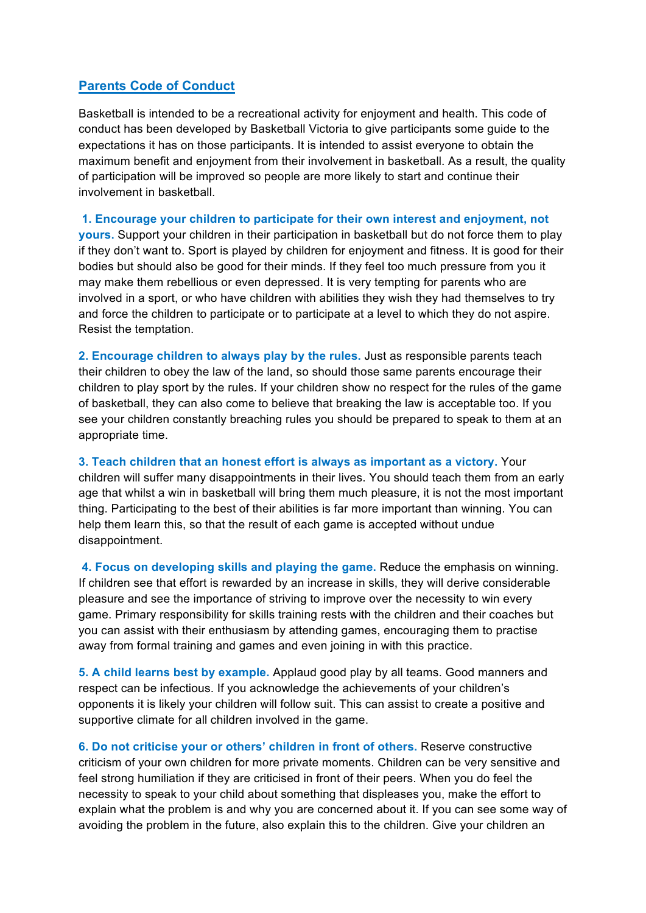# Parents Code of Conduct

Basketball is intended to be a recreational activity for enjoyment and health. This code of conduct has been developed by Basketball Victoria to give participants some guide to the expectations it has on those participants. It is intended to assist everyone to obtain the maximum benefit and enjoyment from their involvement in basketball. As a result, the quality of participation will be improved so people are more likely to start and continue their involvement in basketball.

**1. Encourage your children to participate for their own interest and enjoyment, not yours.** Support your children in their participation in basketball but do not force them to play if they don't want to. Sport is played by children for enjoyment and fitness. It is good for their bodies but should also be good for their minds. If they feel too much pressure from you it may make them rebellious or even depressed. It is very tempting for parents who are involved in a sport, or who have children with abilities they wish they had themselves to try and force the children to participate or to participate at a level to which they do not aspire. Resist the temptation.

**2. Encourage children to always play by the rules.** Just as responsible parents teach their children to obey the law of the land, so should those same parents encourage their children to play sport by the rules. If your children show no respect for the rules of the game of basketball, they can also come to believe that breaking the law is acceptable too. If you see your children constantly breaching rules you should be prepared to speak to them at an appropriate time.

**3. Teach children that an honest effort is always as important as a victory.** Your children will suffer many disappointments in their lives. You should teach them from an early age that whilst a win in basketball will bring them much pleasure, it is not the most important thing. Participating to the best of their abilities is far more important than winning. You can help them learn this, so that the result of each game is accepted without undue disappointment.

**4. Focus on developing skills and playing the game.** Reduce the emphasis on winning. If children see that effort is rewarded by an increase in skills, they will derive considerable pleasure and see the importance of striving to improve over the necessity to win every game. Primary responsibility for skills training rests with the children and their coaches but you can assist with their enthusiasm by attending games, encouraging them to practise away from formal training and games and even joining in with this practice.

**5. A child learns best by example.** Applaud good play by all teams. Good manners and respect can be infectious. If you acknowledge the achievements of your children's opponents it is likely your children will follow suit. This can assist to create a positive and supportive climate for all children involved in the game.

**6. Do not criticise your or others' children in front of others.** Reserve constructive criticism of your own children for more private moments. Children can be very sensitive and feel strong humiliation if they are criticised in front of their peers. When you do feel the necessity to speak to your child about something that displeases you, make the effort to explain what the problem is and why you are concerned about it. If you can see some way of avoiding the problem in the future, also explain this to the children. Give your children an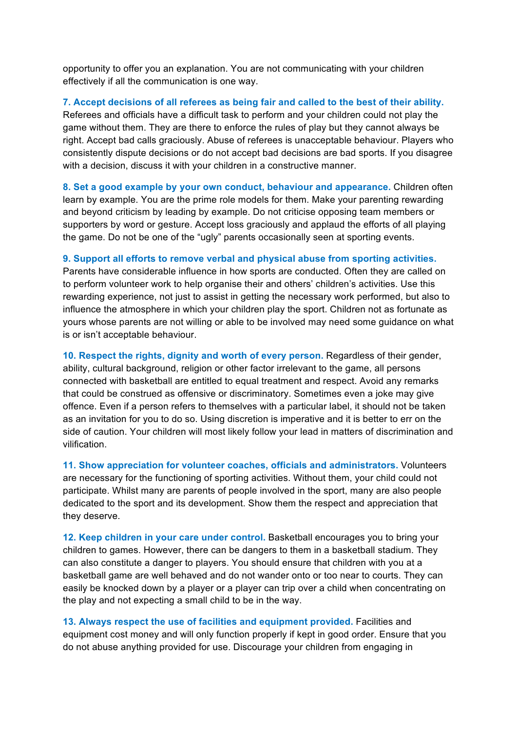opportunity to offer you an explanation. You are not communicating with your children effectively if all the communication is one way.

**7. Accept decisions of all referees as being fair and called to the best of their ability.** Referees and officials have a difficult task to perform and your children could not play the game without them. They are there to enforce the rules of play but they cannot always be right. Accept bad calls graciously. Abuse of referees is unacceptable behaviour. Players who consistently dispute decisions or do not accept bad decisions are bad sports. If you disagree with a decision, discuss it with your children in a constructive manner.

**8. Set a good example by your own conduct, behaviour and appearance.** Children often learn by example. You are the prime role models for them. Make your parenting rewarding and beyond criticism by leading by example. Do not criticise opposing team members or supporters by word or gesture. Accept loss graciously and applaud the efforts of all playing the game. Do not be one of the "ugly" parents occasionally seen at sporting events.

**9. Support all efforts to remove verbal and physical abuse from sporting activities.** Parents have considerable influence in how sports are conducted. Often they are called on to perform volunteer work to help organise their and others' children's activities. Use this rewarding experience, not just to assist in getting the necessary work performed, but also to influence the atmosphere in which your children play the sport. Children not as fortunate as yours whose parents are not willing or able to be involved may need some guidance on what is or isn't acceptable behaviour.

**10. Respect the rights, dignity and worth of every person.** Regardless of their gender, ability, cultural background, religion or other factor irrelevant to the game, all persons connected with basketball are entitled to equal treatment and respect. Avoid any remarks that could be construed as offensive or discriminatory. Sometimes even a joke may give offence. Even if a person refers to themselves with a particular label, it should not be taken as an invitation for you to do so. Using discretion is imperative and it is better to err on the side of caution. Your children will most likely follow your lead in matters of discrimination and vilification.

**11. Show appreciation for volunteer coaches, officials and administrators.** Volunteers are necessary for the functioning of sporting activities. Without them, your child could not participate. Whilst many are parents of people involved in the sport, many are also people dedicated to the sport and its development. Show them the respect and appreciation that they deserve.

**12. Keep children in your care under control.** Basketball encourages you to bring your children to games. However, there can be dangers to them in a basketball stadium. They can also constitute a danger to players. You should ensure that children with you at a basketball game are well behaved and do not wander onto or too near to courts. They can easily be knocked down by a player or a player can trip over a child when concentrating on the play and not expecting a small child to be in the way.

**13. Always respect the use of facilities and equipment provided.** Facilities and equipment cost money and will only function properly if kept in good order. Ensure that you do not abuse anything provided for use. Discourage your children from engaging in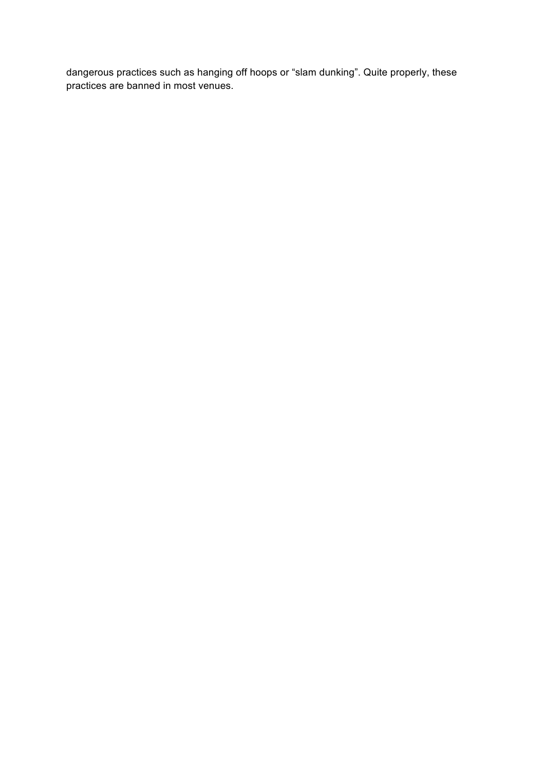dangerous practices such as hanging off hoops or “slam dunking”. Quite properly, these practices are banned in most venues.